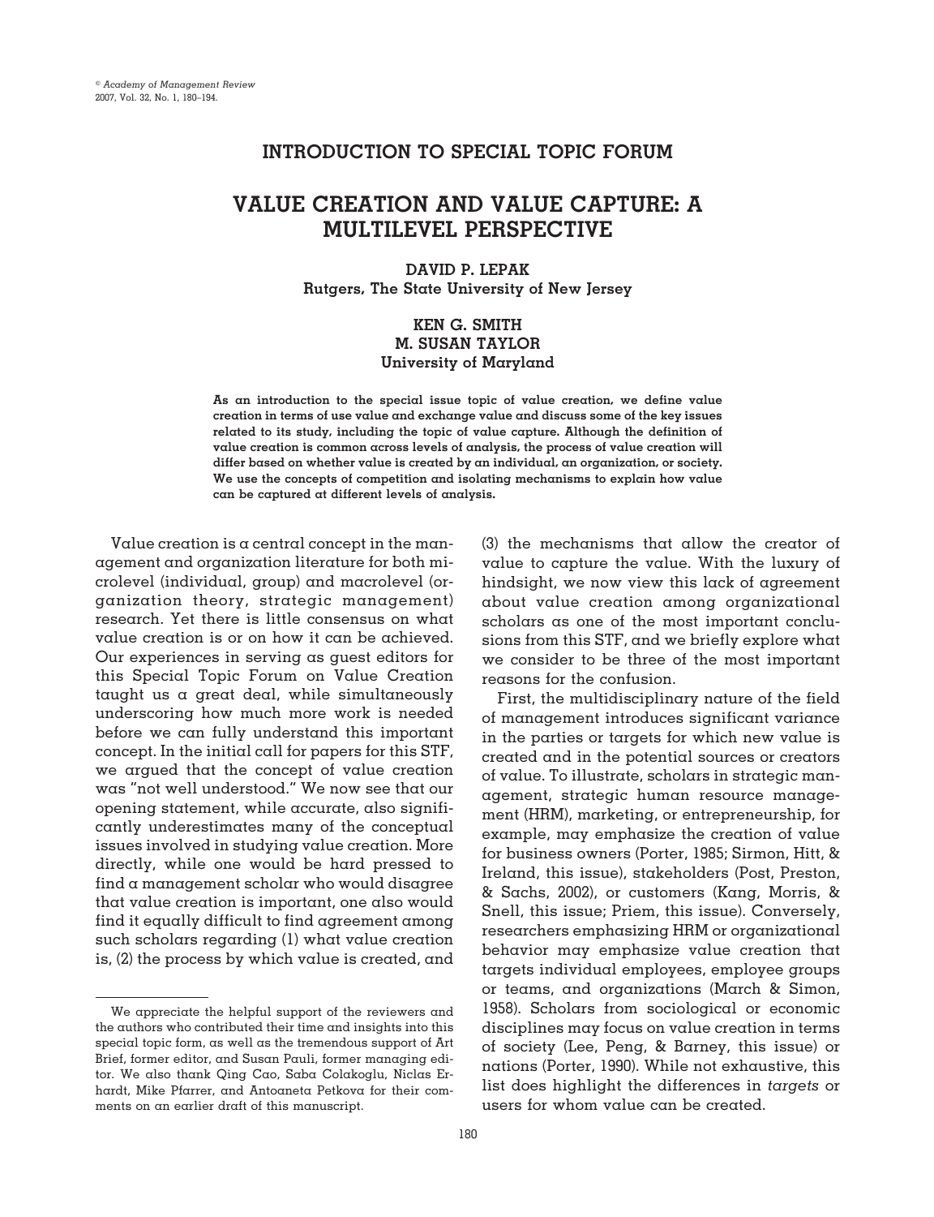## INTRODUCTION TO SPECIAL TOPIC FORUM

# VALUE CREATION AND VALUE CAPTURE: A MULTILEVEL PERSPECTIVE

**DAVID P. LEPAK**
**Rutgers, The State University of New Jersey**

**KEN G. SMITH**
**M. SUSAN TAYLOR**
**University of Maryland**

**As an introduction to the special issue topic of value creation, we define value creation in terms of use value and exchange value and discuss some of the key issues related to its study, including the topic of value capture. Although the definition of value creation is common across levels of analysis, the process of value creation will differ based on whether value is created by an individual, an organization, or society. We use the concepts of competition and isolating mechanisms to explain how value can be captured at different levels of analysis.**

Value creation is a central concept in the management and organization literature for both microlevel (individual, group) and macrolevel (organization theory, strategic management) research. Yet there is little consensus on what value creation is or on how it can be achieved. Our experiences in serving as guest editors for this Special Topic Forum on Value Creation taught us a great deal, while simultaneously underscoring how much more work is needed before we can fully understand this important concept. In the initial call for papers for this STF, we argued that the concept of value creation was "not well understood." We now see that our opening statement, while accurate, also significantly underestimates many of the conceptual issues involved in studying value creation. More directly, while one would be hard pressed to find a management scholar who would disagree that value creation is important, one also would find it equally difficult to find agreement among such scholars regarding (1) what value creation is, (2) the process by which value is created, and (3) the mechanisms that allow the creator of value to capture the value. With the luxury of hindsight, we now view this lack of agreement about value creation among organizational scholars as one of the most important conclusions from this STF, and we briefly explore what we consider to be three of the most important reasons for the confusion.

First, the multidisciplinary nature of the field of management introduces significant variance in the parties or targets for which new value is created and in the potential sources or creators of value. To illustrate, scholars in strategic management, strategic human resource management (HRM), marketing, or entrepreneurship, for example, may emphasize the creation of value for business owners (Porter, 1985; Sirmon, Hitt, & Ireland, this issue), stakeholders (Post, Preston, & Sachs, 2002), or customers (Kang, Morris, & Snell, this issue; Priem, this issue). Conversely, researchers emphasizing HRM or organizational behavior may emphasize value creation that targets individual employees, employee groups or teams, and organizations (March & Simon, 1958). Scholars from sociological or economic disciplines may focus on value creation in terms of society (Lee, Peng, & Barney, this issue) or nations (Porter, 1990). While not exhaustive, this list does highlight the differences in *targets* or users for whom value can be created.

---

We appreciate the helpful support of the reviewers and the authors who contributed their time and insights into this special topic form, as well as the tremendous support of Art Brief, former editor, and Susan Pauli, former managing editor. We also thank Qing Cao, Saba Colakoglu, Niclas Erhardt, Mike Pfarrer, and Antoaneta Petkova for their comments on an earlier draft of this manuscript.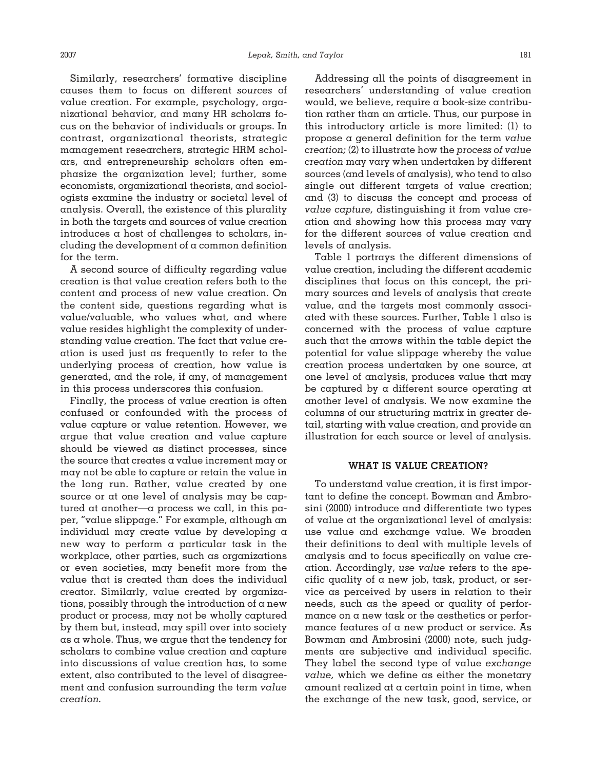Similarly, researchers' formative discipline causes them to focus on different *sources* of value creation. For example, psychology, organizational behavior, and many HR scholars focus on the behavior of individuals or groups. In contrast, organizational theorists, strategic management researchers, strategic HRM scholars, and entrepreneurship scholars often emphasize the organization level; further, some economists, organizational theorists, and sociologists examine the industry or societal level of analysis. Overall, the existence of this plurality in both the targets and sources of value creation introduces a host of challenges to scholars, including the development of a common definition for the term.

A second source of difficulty regarding value creation is that value creation refers both to the content and process of new value creation. On the content side, questions regarding what is value/valuable, who values what, and where value resides highlight the complexity of understanding value creation. The fact that value creation is used just as frequently to refer to the underlying process of creation, how value is generated, and the role, if any, of management in this process underscores this confusion.

Finally, the process of value creation is often confused or confounded with the process of value capture or value retention. However, we argue that value creation and value capture should be viewed as distinct processes, since the source that creates a value increment may or may not be able to capture or retain the value in the long run. Rather, value created by one source or at one level of analysis may be captured at another—a process we call, in this paper, "value slippage." For example, although an individual may create value by developing a new way to perform a particular task in the workplace, other parties, such as organizations or even societies, may benefit more from the value that is created than does the individual creator. Similarly, value created by organizations, possibly through the introduction of a new product or process, may not be wholly captured by them but, instead, may spill over into society as a whole. Thus, we argue that the tendency for scholars to combine value creation and capture into discussions of value creation has, to some extent, also contributed to the level of disagreement and confusion surrounding the term *value creation*.

Addressing all the points of disagreement in researchers' understanding of value creation would, we believe, require a book-size contribution rather than an article. Thus, our purpose in this introductory article is more limited: (1) to propose a general definition for the term *value creation;* (2) to illustrate how the *process of value creation* may vary when undertaken by different sources (and levels of analysis), who tend to also single out different targets of value creation; and (3) to discuss the concept and process of *value capture,* distinguishing it from value creation and showing how this process may vary for the different sources of value creation and levels of analysis.

Table 1 portrays the different dimensions of value creation, including the different academic disciplines that focus on this concept, the primary sources and levels of analysis that create value, and the targets most commonly associated with these sources. Further, Table 1 also is concerned with the process of value capture such that the arrows within the table depict the potential for value slippage whereby the value creation process undertaken by one source, at one level of analysis, produces value that may be captured by a different source operating at another level of analysis. We now examine the columns of our structuring matrix in greater detail, starting with value creation, and provide an illustration for each source or level of analysis.

## WHAT IS VALUE CREATION?

To understand value creation, it is first important to define the concept. Bowman and Ambrosini (2000) introduce and differentiate two types of value at the organizational level of analysis: use value and exchange value. We broaden their definitions to deal with multiple levels of analysis and to focus specifically on value creation. Accordingly, *use value* refers to the specific quality of a new job, task, product, or service as perceived by users in relation to their needs, such as the speed or quality of performance on a new task or the aesthetics or performance features of a new product or service. As Bowman and Ambrosini (2000) note, such judgments are subjective and individual specific. They label the second type of value *exchange value,* which we define as either the monetary amount realized at a certain point in time, when the exchange of the new task, good, service, or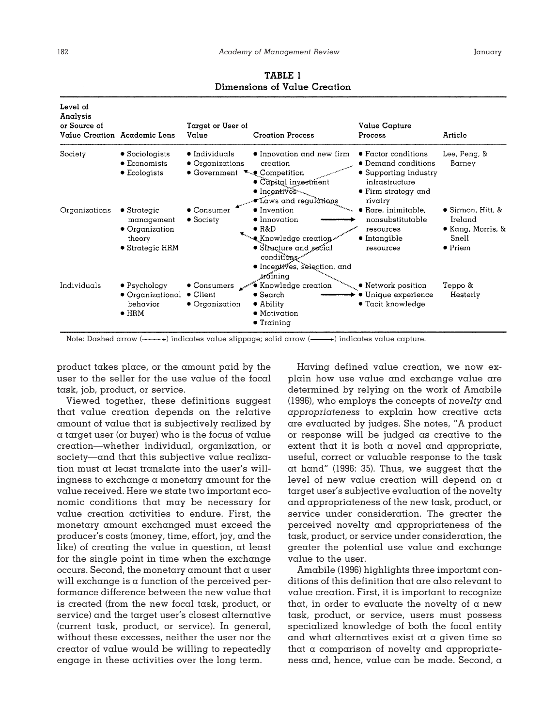TABLE 1
Dimensions of Value Creation

| Level of Analysis or Source of Value Creation | Academic Lens | Target or User of Value | Creation Process | Value Capture Process | Article |
|---|---|---|---|---|---|
| Society | • Sociologists<br>• Economists<br>• Ecologists | • Individuals<br>• Organizations<br>• Government | • Innovation and new firm creation<br>• Competition<br>• Capital investment<br>• Incentives<br>• Laws and regulations | • Factor conditions<br>• Demand conditions<br>• Supporting industry infrastructure<br>• Firm strategy and rivalry | Lee, Peng, & Barney |
| Organizations | • Strategic management<br>• Organization theory<br>• Strategic HRM | • Consumer<br>• Society | • Invention<br>• Innovation<br>• R&D<br>• Knowledge creation<br>• Structure and social conditions<br>• Incentives, selection, and training | • Rare, inimitable, nonsubstitutable resources<br>• Intangible resources | • Sirmon, Hitt, & Ireland<br>• Kang, Morris, & Snell<br>• Priem |
| Individuals | • Psychology<br>• Organizational behavior<br>• HRM | • Consumers<br>• Client<br>• Organization | • Knowledge creation<br>• Search<br>• Ability<br>• Motivation<br>• Training | • Network position<br>• Unique experience<br>• Tacit knowledge | Teppo & Hesterly |

Note: Dashed arrow (------→) indicates value slippage; solid arrow (——→) indicates value capture.

product takes place, or the amount paid by the user to the seller for the use value of the focal task, job, product, or service.

Viewed together, these definitions suggest that value creation depends on the relative amount of value that is subjectively realized by a target user (or buyer) who is the focus of value creation—whether individual, organization, or society—and that this subjective value realization must at least translate into the user's willingness to exchange a monetary amount for the value received. Here we state two important economic conditions that may be necessary for value creation activities to endure. First, the monetary amount exchanged must exceed the producer's costs (money, time, effort, joy, and the like) of creating the value in question, at least for the single point in time when the exchange occurs. Second, the monetary amount that a user will exchange is a function of the perceived performance difference between the new value that is created (from the new focal task, product, or service) and the target user's closest alternative (current task, product, or service). In general, without these excesses, neither the user nor the creator of value would be willing to repeatedly engage in these activities over the long term.

Having defined value creation, we now explain how use value and exchange value are determined by relying on the work of Amabile (1996), who employs the concepts of *novelty* and *appropriateness* to explain how creative acts are evaluated by judges. She notes, "A product or response will be judged as creative to the extent that it is both a novel and appropriate, useful, correct or valuable response to the task at hand" (1996: 35). Thus, we suggest that the level of new value creation will depend on a target user's subjective evaluation of the novelty and appropriateness of the new task, product, or service under consideration. The greater the perceived novelty and appropriateness of the task, product, or service under consideration, the greater the potential use value and exchange value to the user.

Amabile (1996) highlights three important conditions of this definition that are also relevant to value creation. First, it is important to recognize that, in order to evaluate the novelty of a new task, product, or service, users must possess specialized knowledge of both the focal entity and what alternatives exist at a given time so that a comparison of novelty and appropriateness and, hence, value can be made. Second, a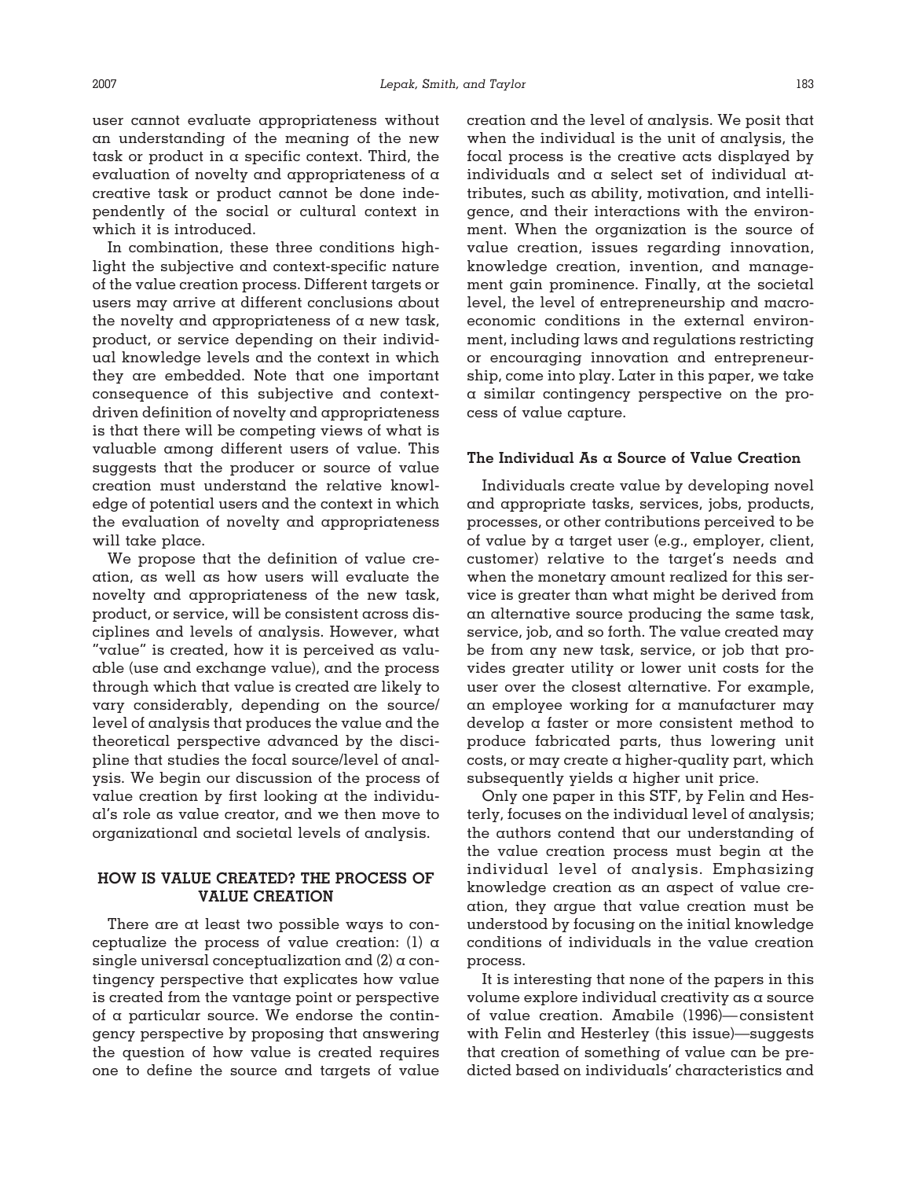user cannot evaluate appropriateness without an understanding of the meaning of the new task or product in a specific context. Third, the evaluation of novelty and appropriateness of a creative task or product cannot be done independently of the social or cultural context in which it is introduced.

In combination, these three conditions highlight the subjective and context-specific nature of the value creation process. Different targets or users may arrive at different conclusions about the novelty and appropriateness of a new task, product, or service depending on their individual knowledge levels and the context in which they are embedded. Note that one important consequence of this subjective and context-driven definition of novelty and appropriateness is that there will be competing views of what is valuable among different users of value. This suggests that the producer or source of value creation must understand the relative knowledge of potential users and the context in which the evaluation of novelty and appropriateness will take place.

We propose that the definition of value creation, as well as how users will evaluate the novelty and appropriateness of the new task, product, or service, will be consistent across disciplines and levels of analysis. However, what "value" is created, how it is perceived as valuable (use and exchange value), and the process through which that value is created are likely to vary considerably, depending on the source/level of analysis that produces the value and the theoretical perspective advanced by the discipline that studies the focal source/level of analysis. We begin our discussion of the process of value creation by first looking at the individual's role as value creator, and we then move to organizational and societal levels of analysis.

## HOW IS VALUE CREATED? THE PROCESS OF VALUE CREATION

There are at least two possible ways to conceptualize the process of value creation: (1) a single universal conceptualization and (2) a contingency perspective that explicates how value is created from the vantage point or perspective of a particular source. We endorse the contingency perspective by proposing that answering the question of how value is created requires one to define the source and targets of value creation and the level of analysis. We posit that when the individual is the unit of analysis, the focal process is the creative acts displayed by individuals and a select set of individual attributes, such as ability, motivation, and intelligence, and their interactions with the environment. When the organization is the source of value creation, issues regarding innovation, knowledge creation, invention, and management gain prominence. Finally, at the societal level, the level of entrepreneurship and macroeconomic conditions in the external environment, including laws and regulations restricting or encouraging innovation and entrepreneurship, come into play. Later in this paper, we take a similar contingency perspective on the process of value capture.

### The Individual As a Source of Value Creation

Individuals create value by developing novel and appropriate tasks, services, jobs, products, processes, or other contributions perceived to be of value by a target user (e.g., employer, client, customer) relative to the target's needs and when the monetary amount realized for this service is greater than what might be derived from an alternative source producing the same task, service, job, and so forth. The value created may be from any new task, service, or job that provides greater utility or lower unit costs for the user over the closest alternative. For example, an employee working for a manufacturer may develop a faster or more consistent method to produce fabricated parts, thus lowering unit costs, or may create a higher-quality part, which subsequently yields a higher unit price.

Only one paper in this STF, by Felin and Hesterly, focuses on the individual level of analysis; the authors contend that our understanding of the value creation process must begin at the individual level of analysis. Emphasizing knowledge creation as an aspect of value creation, they argue that value creation must be understood by focusing on the initial knowledge conditions of individuals in the value creation process.

It is interesting that none of the papers in this volume explore individual creativity as a source of value creation. Amabile (1996)—consistent with Felin and Hesterley (this issue)—suggests that creation of something of value can be predicted based on individuals' characteristics and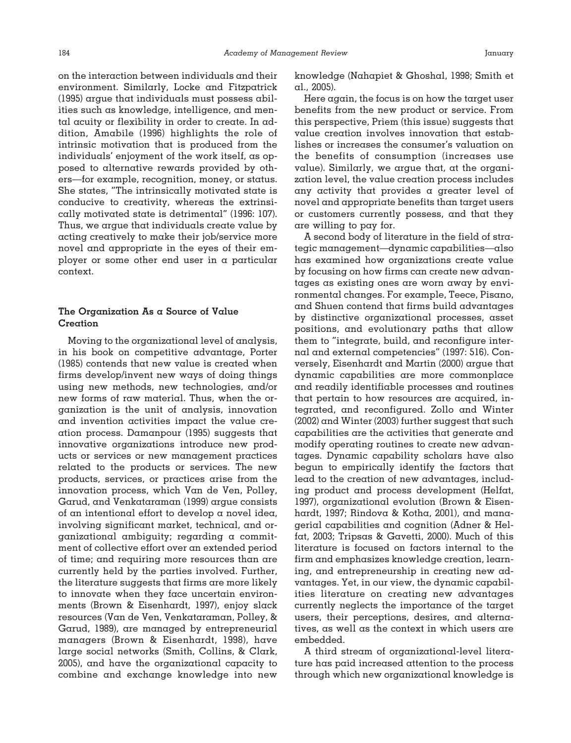on the interaction between individuals and their environment. Similarly, Locke and Fitzpatrick (1995) argue that individuals must possess abilities such as knowledge, intelligence, and mental acuity or flexibility in order to create. In addition, Amabile (1996) highlights the role of intrinsic motivation that is produced from the individuals' enjoyment of the work itself, as opposed to alternative rewards provided by others—for example, recognition, money, or status. She states, "The intrinsically motivated state is conducive to creativity, whereas the extrinsically motivated state is detrimental" (1996: 107). Thus, we argue that individuals create value by acting creatively to make their job/service more novel and appropriate in the eyes of their employer or some other end user in a particular context.

### The Organization As a Source of Value Creation

Moving to the organizational level of analysis, in his book on competitive advantage, Porter (1985) contends that new value is created when firms develop/invent new ways of doing things using new methods, new technologies, and/or new forms of raw material. Thus, when the organization is the unit of analysis, innovation and invention activities impact the value creation process. Damanpour (1995) suggests that innovative organizations introduce new products or services or new management practices related to the products or services. The new products, services, or practices arise from the innovation process, which Van de Ven, Polley, Garud, and Venkataraman (1999) argue consists of an intentional effort to develop a novel idea, involving significant market, technical, and organizational ambiguity; regarding a commitment of collective effort over an extended period of time; and requiring more resources than are currently held by the parties involved. Further, the literature suggests that firms are more likely to innovate when they face uncertain environments (Brown & Eisenhardt, 1997), enjoy slack resources (Van de Ven, Venkataraman, Polley, & Garud, 1989), are managed by entrepreneurial managers (Brown & Eisenhardt, 1998), have large social networks (Smith, Collins, & Clark, 2005), and have the organizational capacity to combine and exchange knowledge into new knowledge (Nahapiet & Ghoshal, 1998; Smith et al., 2005).

Here again, the focus is on how the target user benefits from the new product or service. From this perspective, Priem (this issue) suggests that value creation involves innovation that establishes or increases the consumer's valuation on the benefits of consumption (increases use value). Similarly, we argue that, at the organization level, the value creation process includes any activity that provides a greater level of novel and appropriate benefits than target users or customers currently possess, and that they are willing to pay for.

A second body of literature in the field of strategic management—dynamic capabilities—also has examined how organizations create value by focusing on how firms can create new advantages as existing ones are worn away by environmental changes. For example, Teece, Pisano, and Shuen contend that firms build advantages by distinctive organizational processes, asset positions, and evolutionary paths that allow them to "integrate, build, and reconfigure internal and external competencies" (1997: 516). Conversely, Eisenhardt and Martin (2000) argue that dynamic capabilities are more commonplace and readily identifiable processes and routines that pertain to how resources are acquired, integrated, and reconfigured. Zollo and Winter (2002) and Winter (2003) further suggest that such capabilities are the activities that generate and modify operating routines to create new advantages. Dynamic capability scholars have also begun to empirically identify the factors that lead to the creation of new advantages, including product and process development (Helfat, 1997), organizational evolution (Brown & Eisenhardt, 1997; Rindova & Kotha, 2001), and managerial capabilities and cognition (Adner & Helfat, 2003; Tripsas & Gavetti, 2000). Much of this literature is focused on factors internal to the firm and emphasizes knowledge creation, learning, and entrepreneurship in creating new advantages. Yet, in our view, the dynamic capabilities literature on creating new advantages currently neglects the importance of the target users, their perceptions, desires, and alternatives, as well as the context in which users are embedded.

A third stream of organizational-level literature has paid increased attention to the process through which new organizational knowledge is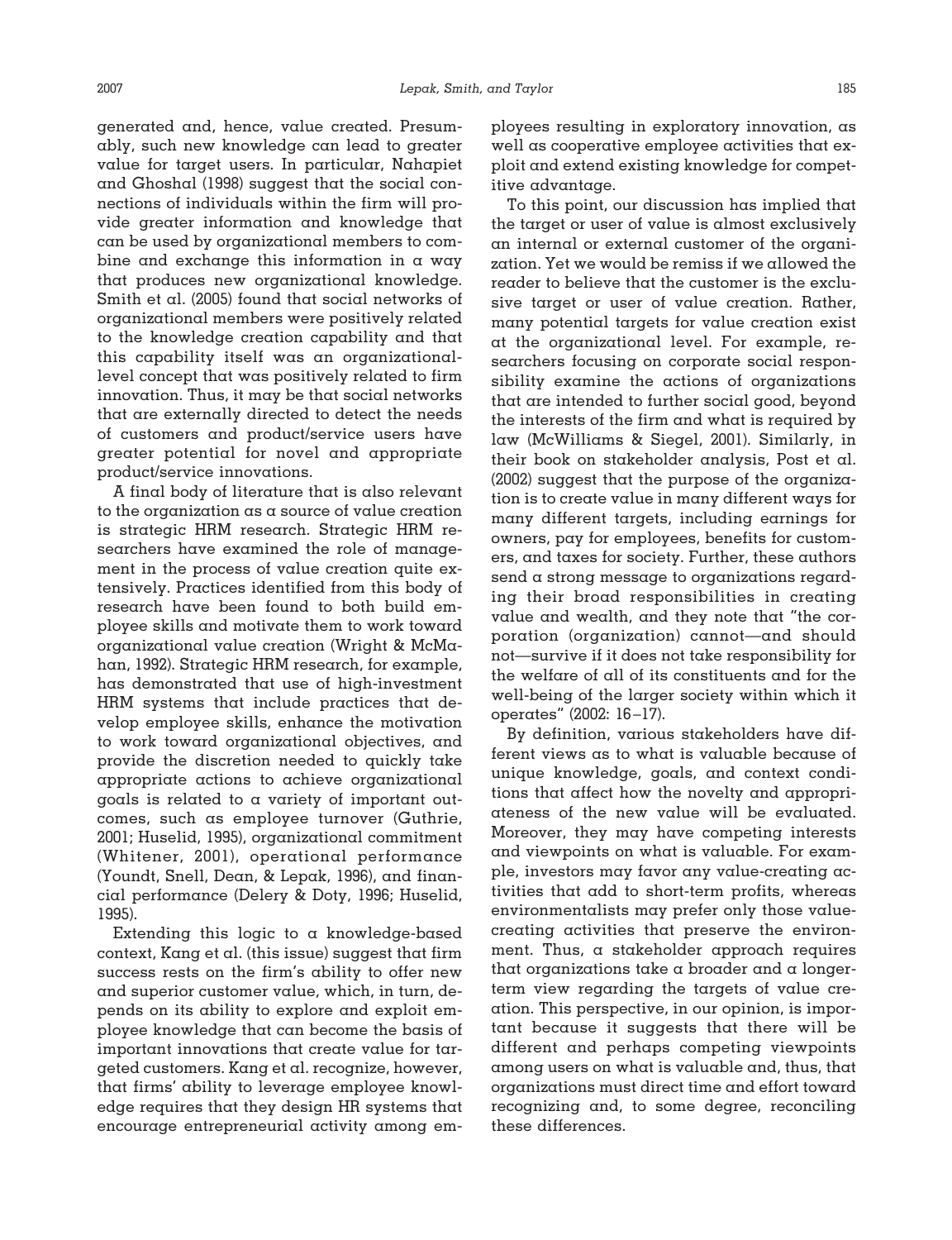generated and, hence, value created. Presumably, such new knowledge can lead to greater value for target users. In particular, Nahapiet and Ghoshal (1998) suggest that the social connections of individuals within the firm will provide greater information and knowledge that can be used by organizational members to combine and exchange this information in a way that produces new organizational knowledge. Smith et al. (2005) found that social networks of organizational members were positively related to the knowledge creation capability and that this capability itself was an organizational-level concept that was positively related to firm innovation. Thus, it may be that social networks that are externally directed to detect the needs of customers and product/service users have greater potential for novel and appropriate product/service innovations.

A final body of literature that is also relevant to the organization as a source of value creation is strategic HRM research. Strategic HRM researchers have examined the role of management in the process of value creation quite extensively. Practices identified from this body of research have been found to both build employee skills and motivate them to work toward organizational value creation (Wright & McMahan, 1992). Strategic HRM research, for example, has demonstrated that use of high-investment HRM systems that include practices that develop employee skills, enhance the motivation to work toward organizational objectives, and provide the discretion needed to quickly take appropriate actions to achieve organizational goals is related to a variety of important outcomes, such as employee turnover (Guthrie, 2001; Huselid, 1995), organizational commitment (Whitener, 2001), operational performance (Youndt, Snell, Dean, & Lepak, 1996), and financial performance (Delery & Doty, 1996; Huselid, 1995).

Extending this logic to a knowledge-based context, Kang et al. (this issue) suggest that firm success rests on the firm's ability to offer new and superior customer value, which, in turn, depends on its ability to explore and exploit employee knowledge that can become the basis of important innovations that create value for targeted customers. Kang et al. recognize, however, that firms' ability to leverage employee knowledge requires that they design HR systems that encourage entrepreneurial activity among employees resulting in exploratory innovation, as well as cooperative employee activities that exploit and extend existing knowledge for competitive advantage.

To this point, our discussion has implied that the target or user of value is almost exclusively an internal or external customer of the organization. Yet we would be remiss if we allowed the reader to believe that the customer is the exclusive target or user of value creation. Rather, many potential targets for value creation exist at the organizational level. For example, researchers focusing on corporate social responsibility examine the actions of organizations that are intended to further social good, beyond the interests of the firm and what is required by law (McWilliams & Siegel, 2001). Similarly, in their book on stakeholder analysis, Post et al. (2002) suggest that the purpose of the organization is to create value in many different ways for many different targets, including earnings for owners, pay for employees, benefits for customers, and taxes for society. Further, these authors send a strong message to organizations regarding their broad responsibilities in creating value and wealth, and they note that "the corporation (organization) cannot—and should not—survive if it does not take responsibility for the welfare of all of its constituents and for the well-being of the larger society within which it operates" (2002: 16–17).

By definition, various stakeholders have different views as to what is valuable because of unique knowledge, goals, and context conditions that affect how the novelty and appropriateness of the new value will be evaluated. Moreover, they may have competing interests and viewpoints on what is valuable. For example, investors may favor any value-creating activities that add to short-term profits, whereas environmentalists may prefer only those value-creating activities that preserve the environment. Thus, a stakeholder approach requires that organizations take a broader and a longer-term view regarding the targets of value creation. This perspective, in our opinion, is important because it suggests that there will be different and perhaps competing viewpoints among users on what is valuable and, thus, that organizations must direct time and effort toward recognizing and, to some degree, reconciling these differences.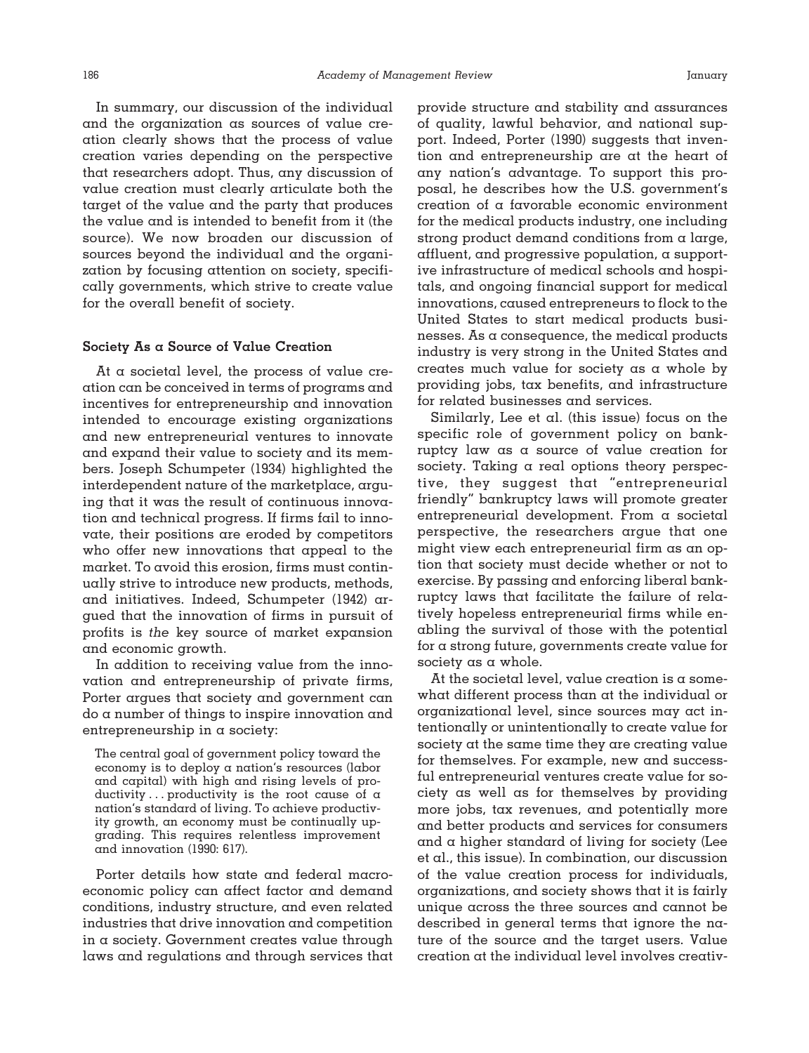In summary, our discussion of the individual and the organization as sources of value creation clearly shows that the process of value creation varies depending on the perspective that researchers adopt. Thus, any discussion of value creation must clearly articulate both the target of the value and the party that produces the value and is intended to benefit from it (the source). We now broaden our discussion of sources beyond the individual and the organization by focusing attention on society, specifically governments, which strive to create value for the overall benefit of society.

### Society As a Source of Value Creation

At a societal level, the process of value creation can be conceived in terms of programs and incentives for entrepreneurship and innovation intended to encourage existing organizations and new entrepreneurial ventures to innovate and expand their value to society and its members. Joseph Schumpeter (1934) highlighted the interdependent nature of the marketplace, arguing that it was the result of continuous innovation and technical progress. If firms fail to innovate, their positions are eroded by competitors who offer new innovations that appeal to the market. To avoid this erosion, firms must continually strive to introduce new products, methods, and initiatives. Indeed, Schumpeter (1942) argued that the innovation of firms in pursuit of profits is *the* key source of market expansion and economic growth.

In addition to receiving value from the innovation and entrepreneurship of private firms, Porter argues that society and government can do a number of things to inspire innovation and entrepreneurship in a society:

> The central goal of government policy toward the economy is to deploy a nation's resources (labor and capital) with high and rising levels of productivity . . . productivity is the root cause of a nation's standard of living. To achieve productivity growth, an economy must be continually upgrading. This requires relentless improvement and innovation (1990: 617).

Porter details how state and federal macroeconomic policy can affect factor and demand conditions, industry structure, and even related industries that drive innovation and competition in a society. Government creates value through laws and regulations and through services that provide structure and stability and assurances of quality, lawful behavior, and national support. Indeed, Porter (1990) suggests that invention and entrepreneurship are at the heart of any nation's advantage. To support this proposal, he describes how the U.S. government's creation of a favorable economic environment for the medical products industry, one including strong product demand conditions from a large, affluent, and progressive population, a supportive infrastructure of medical schools and hospitals, and ongoing financial support for medical innovations, caused entrepreneurs to flock to the United States to start medical products businesses. As a consequence, the medical products industry is very strong in the United States and creates much value for society as a whole by providing jobs, tax benefits, and infrastructure for related businesses and services.

Similarly, Lee et al. (this issue) focus on the specific role of government policy on bankruptcy law as a source of value creation for society. Taking a real options theory perspective, they suggest that "entrepreneurial friendly" bankruptcy laws will promote greater entrepreneurial development. From a societal perspective, the researchers argue that one might view each entrepreneurial firm as an option that society must decide whether or not to exercise. By passing and enforcing liberal bankruptcy laws that facilitate the failure of relatively hopeless entrepreneurial firms while enabling the survival of those with the potential for a strong future, governments create value for society as a whole.

At the societal level, value creation is a somewhat different process than at the individual or organizational level, since sources may act intentionally or unintentionally to create value for society at the same time they are creating value for themselves. For example, new and successful entrepreneurial ventures create value for society as well as for themselves by providing more jobs, tax revenues, and potentially more and better products and services for consumers and a higher standard of living for society (Lee et al., this issue). In combination, our discussion of the value creation process for individuals, organizations, and society shows that it is fairly unique across the three sources and cannot be described in general terms that ignore the nature of the source and the target users. Value creation at the individual level involves creativ-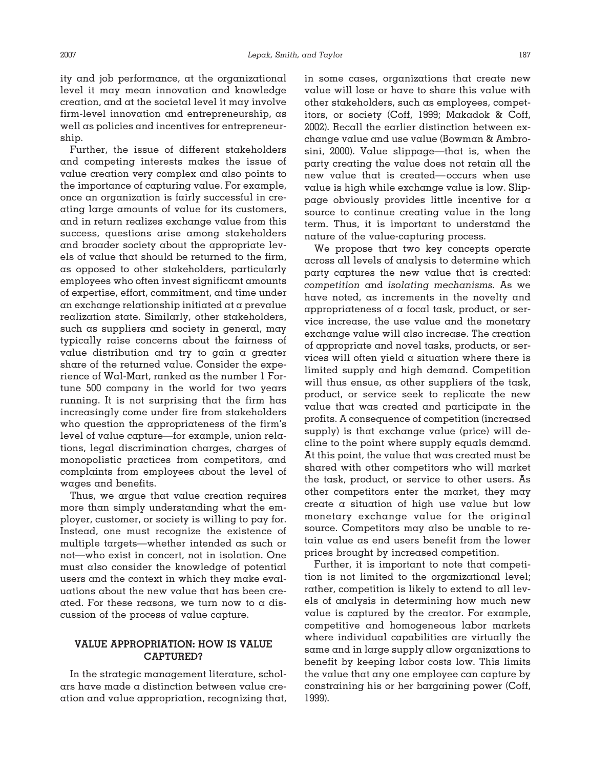ity and job performance, at the organizational level it may mean innovation and knowledge creation, and at the societal level it may involve firm-level innovation and entrepreneurship, as well as policies and incentives for entrepreneurship.

Further, the issue of different stakeholders and competing interests makes the issue of value creation very complex and also points to the importance of capturing value. For example, once an organization is fairly successful in creating large amounts of value for its customers, and in return realizes exchange value from this success, questions arise among stakeholders and broader society about the appropriate levels of value that should be returned to the firm, as opposed to other stakeholders, particularly employees who often invest significant amounts of expertise, effort, commitment, and time under an exchange relationship initiated at a prevalue realization state. Similarly, other stakeholders, such as suppliers and society in general, may typically raise concerns about the fairness of value distribution and try to gain a greater share of the returned value. Consider the experience of Wal-Mart, ranked as the number 1 Fortune 500 company in the world for two years running. It is not surprising that the firm has increasingly come under fire from stakeholders who question the appropriateness of the firm's level of value capture—for example, union relations, legal discrimination charges, charges of monopolistic practices from competitors, and complaints from employees about the level of wages and benefits.

Thus, we argue that value creation requires more than simply understanding what the employer, customer, or society is willing to pay for. Instead, one must recognize the existence of multiple targets—whether intended as such or not—who exist in concert, not in isolation. One must also consider the knowledge of potential users and the context in which they make evaluations about the new value that has been created. For these reasons, we turn now to a discussion of the process of value capture.

## VALUE APPROPRIATION: HOW IS VALUE CAPTURED?

In the strategic management literature, scholars have made a distinction between value creation and value appropriation, recognizing that, in some cases, organizations that create new value will lose or have to share this value with other stakeholders, such as employees, competitors, or society (Coff, 1999; Makadok & Coff, 2002). Recall the earlier distinction between exchange value and use value (Bowman & Ambrosini, 2000). Value slippage—that is, when the party creating the value does not retain all the new value that is created—occurs when use value is high while exchange value is low. Slippage obviously provides little incentive for a source to continue creating value in the long term. Thus, it is important to understand the nature of the value-capturing process.

We propose that two key concepts operate across all levels of analysis to determine which party captures the new value that is created: *competition* and *isolating mechanisms*. As we have noted, as increments in the novelty and appropriateness of a focal task, product, or service increase, the use value and the monetary exchange value will also increase. The creation of appropriate and novel tasks, products, or services will often yield a situation where there is limited supply and high demand. Competition will thus ensue, as other suppliers of the task, product, or service seek to replicate the new value that was created and participate in the profits. A consequence of competition (increased supply) is that exchange value (price) will decline to the point where supply equals demand. At this point, the value that was created must be shared with other competitors who will market the task, product, or service to other users. As other competitors enter the market, they may create a situation of high use value but low monetary exchange value for the original source. Competitors may also be unable to retain value as end users benefit from the lower prices brought by increased competition.

Further, it is important to note that competition is not limited to the organizational level; rather, competition is likely to extend to all levels of analysis in determining how much new value is captured by the creator. For example, competitive and homogeneous labor markets where individual capabilities are virtually the same and in large supply allow organizations to benefit by keeping labor costs low. This limits the value that any one employee can capture by constraining his or her bargaining power (Coff, 1999).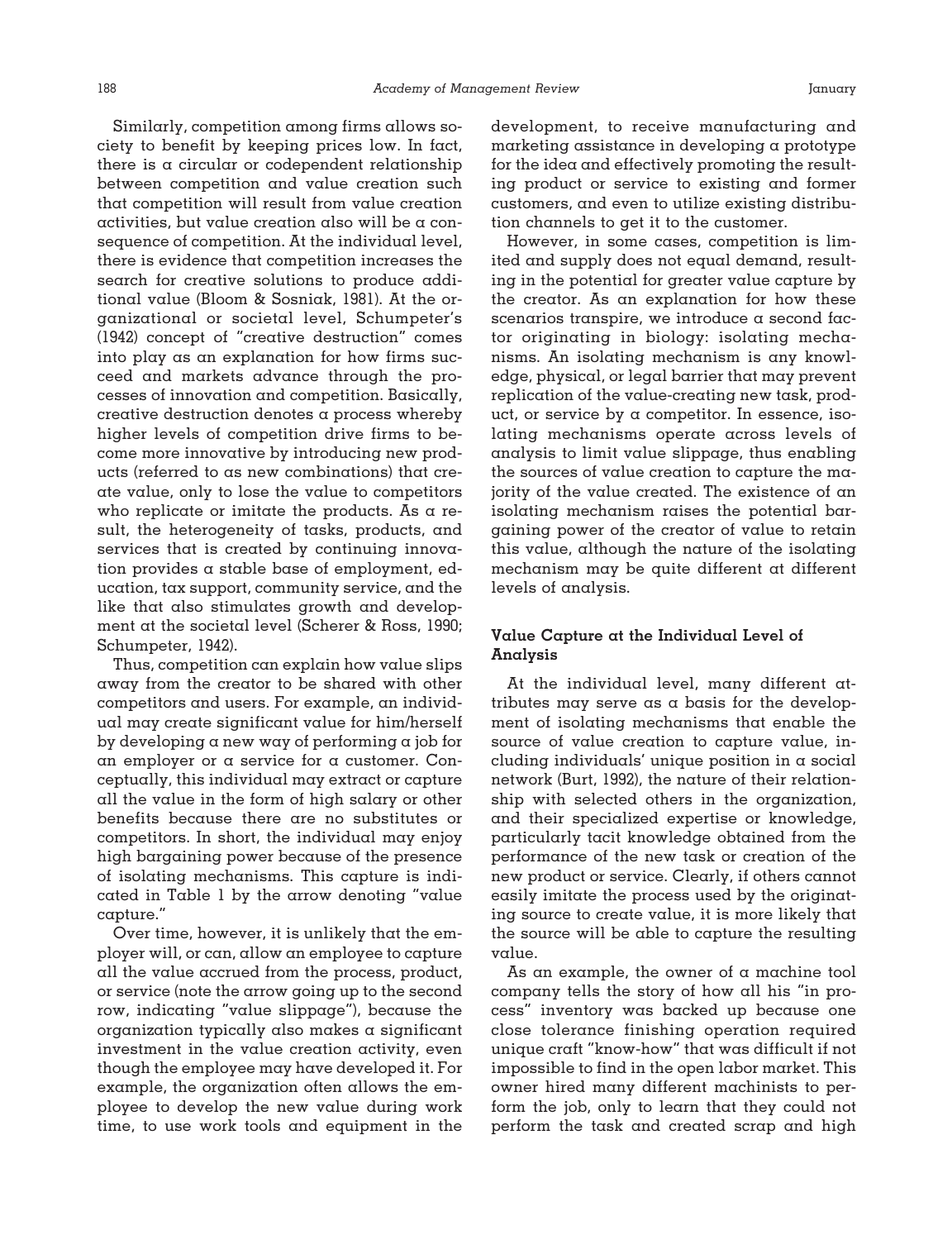Similarly, competition among firms allows society to benefit by keeping prices low. In fact, there is a circular or codependent relationship between competition and value creation such that competition will result from value creation activities, but value creation also will be a consequence of competition. At the individual level, there is evidence that competition increases the search for creative solutions to produce additional value (Bloom & Sosniak, 1981). At the organizational or societal level, Schumpeter's (1942) concept of "creative destruction" comes into play as an explanation for how firms succeed and markets advance through the processes of innovation and competition. Basically, creative destruction denotes a process whereby higher levels of competition drive firms to become more innovative by introducing new products (referred to as new combinations) that create value, only to lose the value to competitors who replicate or imitate the products. As a result, the heterogeneity of tasks, products, and services that is created by continuing innovation provides a stable base of employment, education, tax support, community service, and the like that also stimulates growth and development at the societal level (Scherer & Ross, 1990; Schumpeter, 1942).

Thus, competition can explain how value slips away from the creator to be shared with other competitors and users. For example, an individual may create significant value for him/herself by developing a new way of performing a job for an employer or a service for a customer. Conceptually, this individual may extract or capture all the value in the form of high salary or other benefits because there are no substitutes or competitors. In short, the individual may enjoy high bargaining power because of the presence of isolating mechanisms. This capture is indicated in Table 1 by the arrow denoting "value capture."

Over time, however, it is unlikely that the employer will, or can, allow an employee to capture all the value accrued from the process, product, or service (note the arrow going up to the second row, indicating "value slippage"), because the organization typically also makes a significant investment in the value creation activity, even though the employee may have developed it. For example, the organization often allows the employee to develop the new value during work time, to use work tools and equipment in the development, to receive manufacturing and marketing assistance in developing a prototype for the idea and effectively promoting the resulting product or service to existing and former customers, and even to utilize existing distribution channels to get it to the customer.

However, in some cases, competition is limited and supply does not equal demand, resulting in the potential for greater value capture by the creator. As an explanation for how these scenarios transpire, we introduce a second factor originating in biology: isolating mechanisms. An isolating mechanism is any knowledge, physical, or legal barrier that may prevent replication of the value-creating new task, product, or service by a competitor. In essence, isolating mechanisms operate across levels of analysis to limit value slippage, thus enabling the sources of value creation to capture the majority of the value created. The existence of an isolating mechanism raises the potential bargaining power of the creator of value to retain this value, although the nature of the isolating mechanism may be quite different at different levels of analysis.

### Value Capture at the Individual Level of Analysis

At the individual level, many different attributes may serve as a basis for the development of isolating mechanisms that enable the source of value creation to capture value, including individuals' unique position in a social network (Burt, 1992), the nature of their relationship with selected others in the organization, and their specialized expertise or knowledge, particularly tacit knowledge obtained from the performance of the new task or creation of the new product or service. Clearly, if others cannot easily imitate the process used by the originating source to create value, it is more likely that the source will be able to capture the resulting value.

As an example, the owner of a machine tool company tells the story of how all his "in process" inventory was backed up because one close tolerance finishing operation required unique craft "know-how" that was difficult if not impossible to find in the open labor market. This owner hired many different machinists to perform the job, only to learn that they could not perform the task and created scrap and high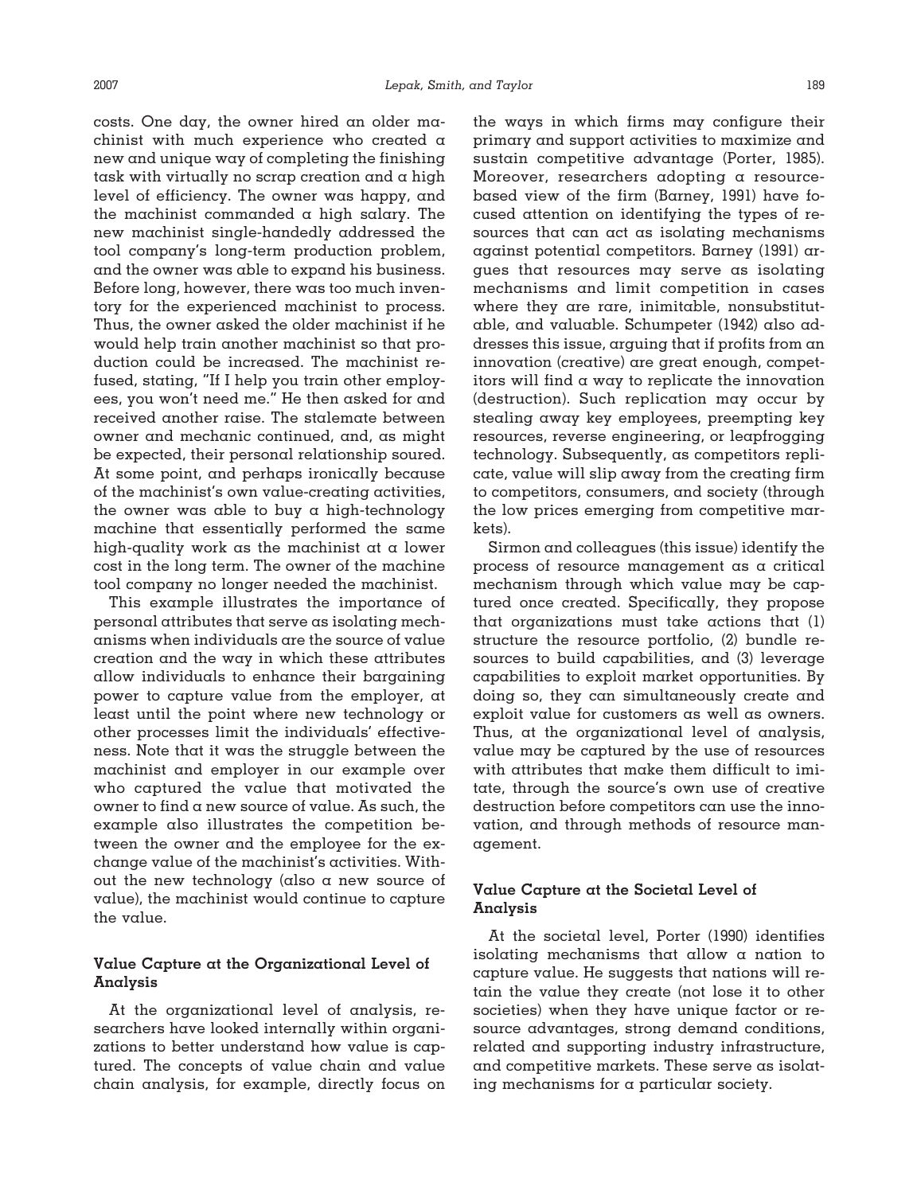costs. One day, the owner hired an older machinist with much experience who created a new and unique way of completing the finishing task with virtually no scrap creation and a high level of efficiency. The owner was happy, and the machinist commanded a high salary. The new machinist single-handedly addressed the tool company's long-term production problem, and the owner was able to expand his business. Before long, however, there was too much inventory for the experienced machinist to process. Thus, the owner asked the older machinist if he would help train another machinist so that production could be increased. The machinist refused, stating, "If I help you train other employees, you won't need me." He then asked for and received another raise. The stalemate between owner and mechanic continued, and, as might be expected, their personal relationship soured. At some point, and perhaps ironically because of the machinist's own value-creating activities, the owner was able to buy a high-technology machine that essentially performed the same high-quality work as the machinist at a lower cost in the long term. The owner of the machine tool company no longer needed the machinist.

This example illustrates the importance of personal attributes that serve as isolating mechanisms when individuals are the source of value creation and the way in which these attributes allow individuals to enhance their bargaining power to capture value from the employer, at least until the point where new technology or other processes limit the individuals' effectiveness. Note that it was the struggle between the machinist and employer in our example over who captured the value that motivated the owner to find a new source of value. As such, the example also illustrates the competition between the owner and the employee for the exchange value of the machinist's activities. Without the new technology (also a new source of value), the machinist would continue to capture the value.

### Value Capture at the Organizational Level of Analysis

At the organizational level of analysis, researchers have looked internally within organizations to better understand how value is captured. The concepts of value chain and value chain analysis, for example, directly focus on the ways in which firms may configure their primary and support activities to maximize and sustain competitive advantage (Porter, 1985). Moreover, researchers adopting a resource-based view of the firm (Barney, 1991) have focused attention on identifying the types of resources that can act as isolating mechanisms against potential competitors. Barney (1991) argues that resources may serve as isolating mechanisms and limit competition in cases where they are rare, inimitable, nonsubstitutable, and valuable. Schumpeter (1942) also addresses this issue, arguing that if profits from an innovation (creative) are great enough, competitors will find a way to replicate the innovation (destruction). Such replication may occur by stealing away key employees, preempting key resources, reverse engineering, or leapfrogging technology. Subsequently, as competitors replicate, value will slip away from the creating firm to competitors, consumers, and society (through the low prices emerging from competitive markets).

Sirmon and colleagues (this issue) identify the process of resource management as a critical mechanism through which value may be captured once created. Specifically, they propose that organizations must take actions that (1) structure the resource portfolio, (2) bundle resources to build capabilities, and (3) leverage capabilities to exploit market opportunities. By doing so, they can simultaneously create and exploit value for customers as well as owners. Thus, at the organizational level of analysis, value may be captured by the use of resources with attributes that make them difficult to imitate, through the source's own use of creative destruction before competitors can use the innovation, and through methods of resource management.

### Value Capture at the Societal Level of Analysis

At the societal level, Porter (1990) identifies isolating mechanisms that allow a nation to capture value. He suggests that nations will retain the value they create (not lose it to other societies) when they have unique factor or resource advantages, strong demand conditions, related and supporting industry infrastructure, and competitive markets. These serve as isolating mechanisms for a particular society.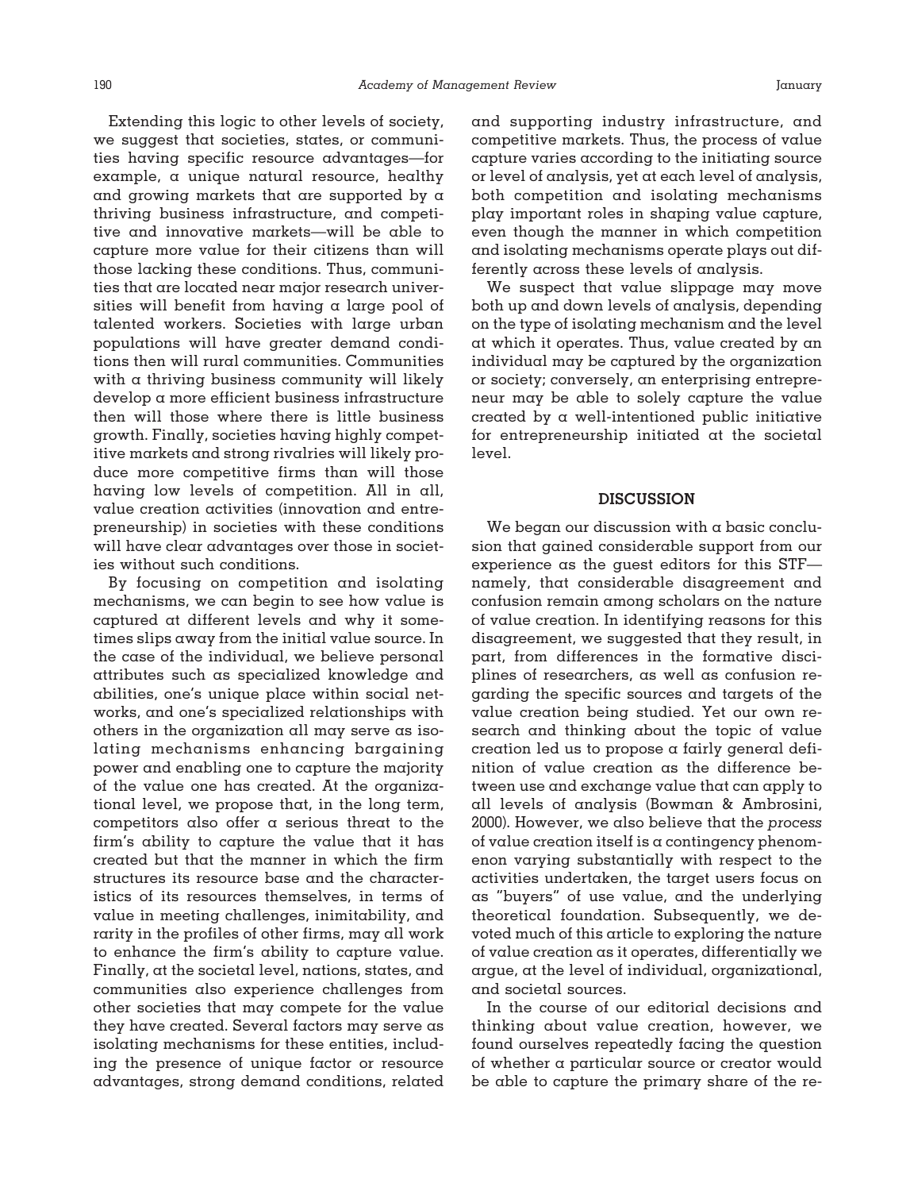Extending this logic to other levels of society, we suggest that societies, states, or communities having specific resource advantages—for example, a unique natural resource, healthy and growing markets that are supported by a thriving business infrastructure, and competitive and innovative markets—will be able to capture more value for their citizens than will those lacking these conditions. Thus, communities that are located near major research universities will benefit from having a large pool of talented workers. Societies with large urban populations will have greater demand conditions then will rural communities. Communities with a thriving business community will likely develop a more efficient business infrastructure then will those where there is little business growth. Finally, societies having highly competitive markets and strong rivalries will likely produce more competitive firms than will those having low levels of competition. All in all, value creation activities (innovation and entrepreneurship) in societies with these conditions will have clear advantages over those in societies without such conditions.

By focusing on competition and isolating mechanisms, we can begin to see how value is captured at different levels and why it sometimes slips away from the initial value source. In the case of the individual, we believe personal attributes such as specialized knowledge and abilities, one's unique place within social networks, and one's specialized relationships with others in the organization all may serve as isolating mechanisms enhancing bargaining power and enabling one to capture the majority of the value one has created. At the organizational level, we propose that, in the long term, competitors also offer a serious threat to the firm's ability to capture the value that it has created but that the manner in which the firm structures its resource base and the characteristics of its resources themselves, in terms of value in meeting challenges, inimitability, and rarity in the profiles of other firms, may all work to enhance the firm's ability to capture value. Finally, at the societal level, nations, states, and communities also experience challenges from other societies that may compete for the value they have created. Several factors may serve as isolating mechanisms for these entities, including the presence of unique factor or resource advantages, strong demand conditions, related and supporting industry infrastructure, and competitive markets. Thus, the process of value capture varies according to the initiating source or level of analysis, yet at each level of analysis, both competition and isolating mechanisms play important roles in shaping value capture, even though the manner in which competition and isolating mechanisms operate plays out differently across these levels of analysis.

We suspect that value slippage may move both up and down levels of analysis, depending on the type of isolating mechanism and the level at which it operates. Thus, value created by an individual may be captured by the organization or society; conversely, an enterprising entrepreneur may be able to solely capture the value created by a well-intentioned public initiative for entrepreneurship initiated at the societal level.

## DISCUSSION

We began our discussion with a basic conclusion that gained considerable support from our experience as the guest editors for this STF—namely, that considerable disagreement and confusion remain among scholars on the nature of value creation. In identifying reasons for this disagreement, we suggested that they result, in part, from differences in the formative disciplines of researchers, as well as confusion regarding the specific sources and targets of the value creation being studied. Yet our own research and thinking about the topic of value creation led us to propose a fairly general definition of value creation as the difference between use and exchange value that can apply to all levels of analysis (Bowman & Ambrosini, 2000). However, we also believe that the *process* of value creation itself is a contingency phenomenon varying substantially with respect to the activities undertaken, the target users focus on as "buyers" of use value, and the underlying theoretical foundation. Subsequently, we devoted much of this article to exploring the nature of value creation as it operates, differentially we argue, at the level of individual, organizational, and societal sources.

In the course of our editorial decisions and thinking about value creation, however, we found ourselves repeatedly facing the question of whether a particular source or creator would be able to capture the primary share of the re-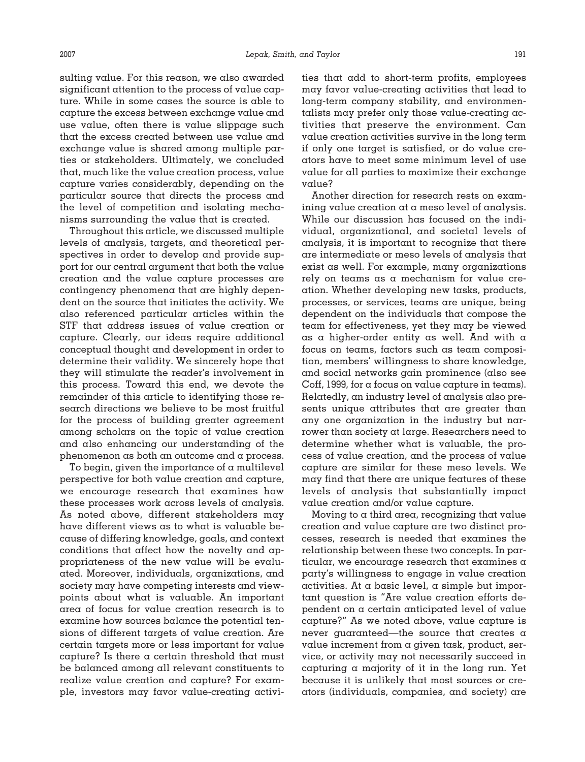sulting value. For this reason, we also awarded significant attention to the process of value capture. While in some cases the source is able to capture the excess between exchange value and use value, often there is value slippage such that the excess created between use value and exchange value is shared among multiple parties or stakeholders. Ultimately, we concluded that, much like the value creation process, value capture varies considerably, depending on the particular source that directs the process and the level of competition and isolating mechanisms surrounding the value that is created.

Throughout this article, we discussed multiple levels of analysis, targets, and theoretical perspectives in order to develop and provide support for our central argument that both the value creation and the value capture processes are contingency phenomena that are highly dependent on the source that initiates the activity. We also referenced particular articles within the STF that address issues of value creation or capture. Clearly, our ideas require additional conceptual thought and development in order to determine their validity. We sincerely hope that they will stimulate the reader's involvement in this process. Toward this end, we devote the remainder of this article to identifying those research directions we believe to be most fruitful for the process of building greater agreement among scholars on the topic of value creation and also enhancing our understanding of the phenomenon as both an outcome and a process.

To begin, given the importance of a multilevel perspective for both value creation and capture, we encourage research that examines how these processes work across levels of analysis. As noted above, different stakeholders may have different views as to what is valuable because of differing knowledge, goals, and context conditions that affect how the novelty and appropriateness of the new value will be evaluated. Moreover, individuals, organizations, and society may have competing interests and viewpoints about what is valuable. An important area of focus for value creation research is to examine how sources balance the potential tensions of different targets of value creation. Are certain targets more or less important for value capture? Is there a certain threshold that must be balanced among all relevant constituents to realize value creation and capture? For example, investors may favor value-creating activities that add to short-term profits, employees may favor value-creating activities that lead to long-term company stability, and environmentalists may prefer only those value-creating activities that preserve the environment. Can value creation activities survive in the long term if only one target is satisfied, or do value creators have to meet some minimum level of use value for all parties to maximize their exchange value?

Another direction for research rests on examining value creation at a meso level of analysis. While our discussion has focused on the individual, organizational, and societal levels of analysis, it is important to recognize that there are intermediate or meso levels of analysis that exist as well. For example, many organizations rely on teams as a mechanism for value creation. Whether developing new tasks, products, processes, or services, teams are unique, being dependent on the individuals that compose the team for effectiveness, yet they may be viewed as a higher-order entity as well. And with a focus on teams, factors such as team composition, members' willingness to share knowledge, and social networks gain prominence (also see Coff, 1999, for a focus on value capture in teams). Relatedly, an industry level of analysis also presents unique attributes that are greater than any one organization in the industry but narrower than society at large. Researchers need to determine whether what is valuable, the process of value creation, and the process of value capture are similar for these meso levels. We may find that there are unique features of these levels of analysis that substantially impact value creation and/or value capture.

Moving to a third area, recognizing that value creation and value capture are two distinct processes, research is needed that examines the relationship between these two concepts. In particular, we encourage research that examines a party's willingness to engage in value creation activities. At a basic level, a simple but important question is "Are value creation efforts dependent on a certain anticipated level of value capture?" As we noted above, value capture is never guaranteed—the source that creates a value increment from a given task, product, service, or activity may not necessarily succeed in capturing a majority of it in the long run. Yet because it is unlikely that most sources or creators (individuals, companies, and society) are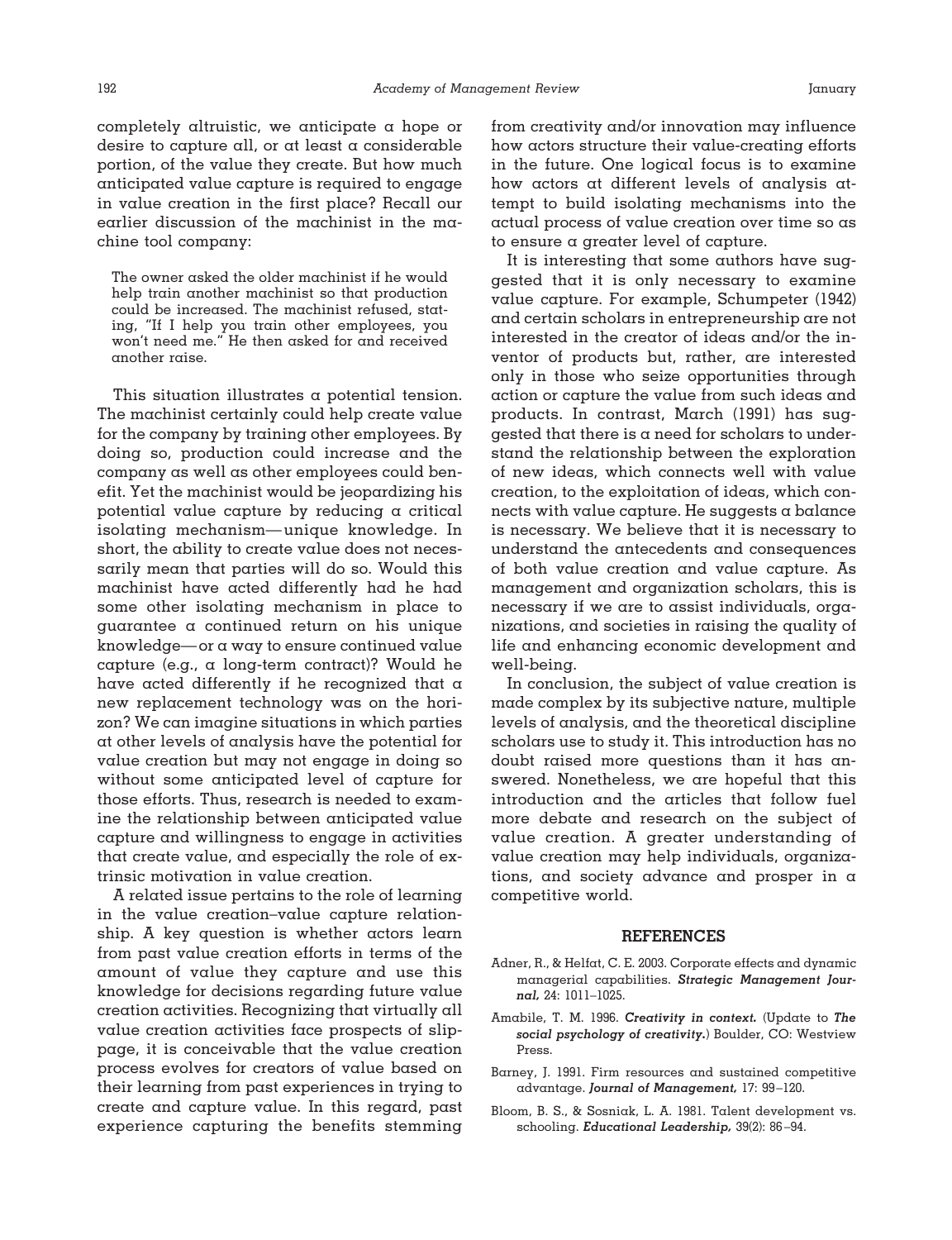completely altruistic, we anticipate a hope or desire to capture all, or at least a considerable portion, of the value they create. But how much anticipated value capture is required to engage in value creation in the first place? Recall our earlier discussion of the machinist in the machine tool company:

> The owner asked the older machinist if he would help train another machinist so that production could be increased. The machinist refused, stating, "If I help you train other employees, you won't need me." He then asked for and received another raise.

This situation illustrates a potential tension. The machinist certainly could help create value for the company by training other employees. By doing so, production could increase and the company as well as other employees could benefit. Yet the machinist would be jeopardizing his potential value capture by reducing a critical isolating mechanism—unique knowledge. In short, the ability to create value does not necessarily mean that parties will do so. Would this machinist have acted differently had he had some other isolating mechanism in place to guarantee a continued return on his unique knowledge—or a way to ensure continued value capture (e.g., a long-term contract)? Would he have acted differently if he recognized that a new replacement technology was on the horizon? We can imagine situations in which parties at other levels of analysis have the potential for value creation but may not engage in doing so without some anticipated level of capture for those efforts. Thus, research is needed to examine the relationship between anticipated value capture and willingness to engage in activities that create value, and especially the role of extrinsic motivation in value creation.

A related issue pertains to the role of learning in the value creation–value capture relationship. A key question is whether actors learn from past value creation efforts in terms of the amount of value they capture and use this knowledge for decisions regarding future value creation activities. Recognizing that virtually all value creation activities face prospects of slippage, it is conceivable that the value creation process evolves for creators of value based on their learning from past experiences in trying to create and capture value. In this regard, past experience capturing the benefits stemming from creativity and/or innovation may influence how actors structure their value-creating efforts in the future. One logical focus is to examine how actors at different levels of analysis attempt to build isolating mechanisms into the actual process of value creation over time so as to ensure a greater level of capture.

It is interesting that some authors have suggested that it is only necessary to examine value capture. For example, Schumpeter (1942) and certain scholars in entrepreneurship are not interested in the creator of ideas and/or the inventor of products but, rather, are interested only in those who seize opportunities through action or capture the value from such ideas and products. In contrast, March (1991) has suggested that there is a need for scholars to understand the relationship between the exploration of new ideas, which connects well with value creation, to the exploitation of ideas, which connects with value capture. He suggests a balance is necessary. We believe that it is necessary to understand the antecedents and consequences of both value creation and value capture. As management and organization scholars, this is necessary if we are to assist individuals, organizations, and societies in raising the quality of life and enhancing economic development and well-being.

In conclusion, the subject of value creation is made complex by its subjective nature, multiple levels of analysis, and the theoretical discipline scholars use to study it. This introduction has no doubt raised more questions than it has answered. Nonetheless, we are hopeful that this introduction and the articles that follow fuel more debate and research on the subject of value creation. A greater understanding of value creation may help individuals, organizations, and society advance and prosper in a competitive world.

## REFERENCES

Adner, R., & Helfat, C. E. 2003. Corporate effects and dynamic managerial capabilities. ***Strategic Management Journal,*** 24: 1011–1025.

Amabile, T. M. 1996. ***Creativity in context.*** (Update to ***The social psychology of creativity.***) Boulder, CO: Westview Press.

Barney, J. 1991. Firm resources and sustained competitive advantage. ***Journal of Management,*** 17: 99–120.

Bloom, B. S., & Sosniak, L. A. 1981. Talent development vs. schooling. ***Educational Leadership,*** 39(2): 86–94.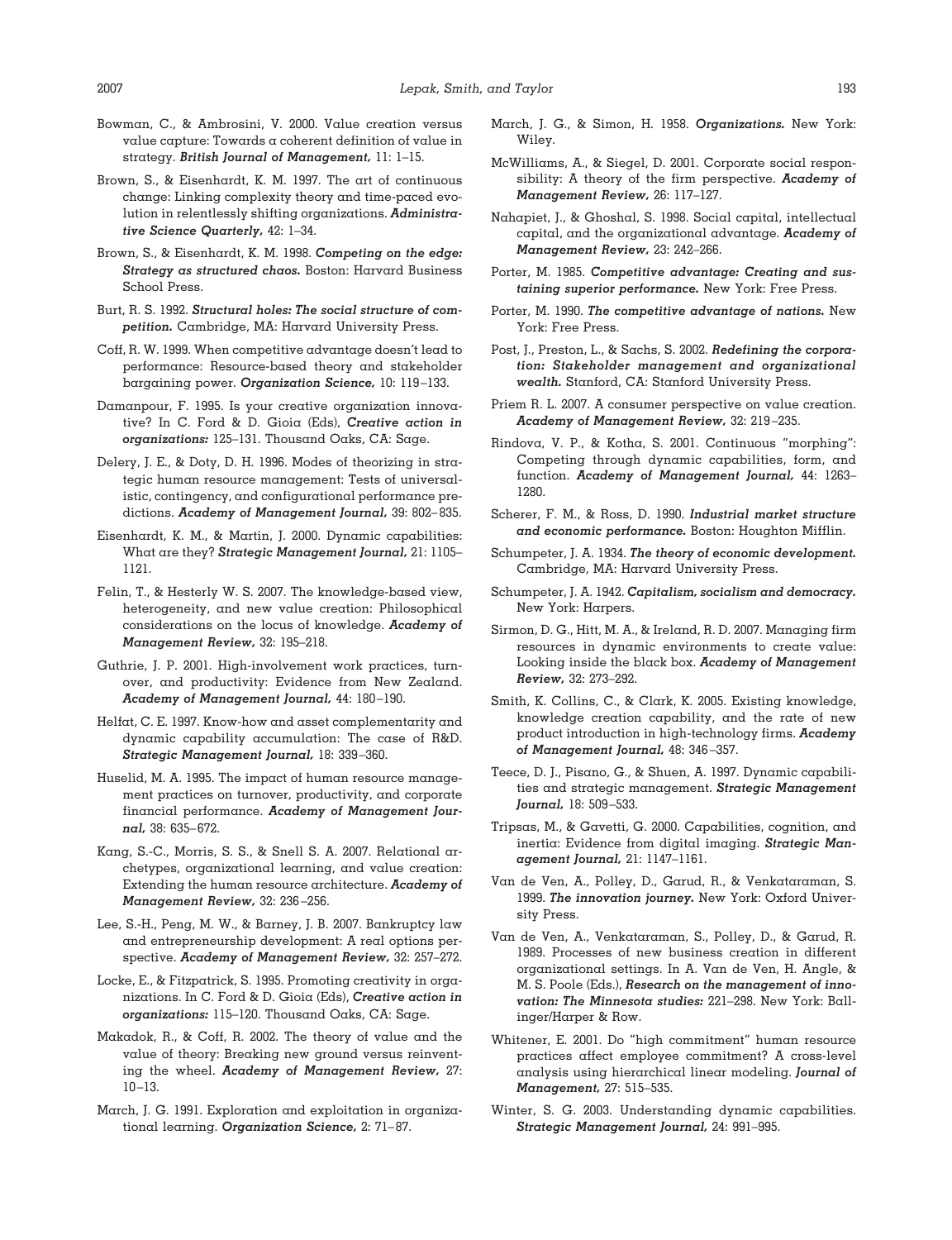Bowman, C., & Ambrosini, V. 2000. Value creation versus value capture: Towards a coherent definition of value in strategy. ***British Journal of Management,*** 11: 1–15.

Brown, S., & Eisenhardt, K. M. 1997. The art of continuous change: Linking complexity theory and time-paced evolution in relentlessly shifting organizations. ***Administrative Science Quarterly,*** 42: 1–34.

Brown, S., & Eisenhardt, K. M. 1998. ***Competing on the edge: Strategy as structured chaos.*** Boston: Harvard Business School Press.

Burt, R. S. 1992. ***Structural holes: The social structure of competition.*** Cambridge, MA: Harvard University Press.

Coff, R. W. 1999. When competitive advantage doesn't lead to performance: Resource-based theory and stakeholder bargaining power. ***Organization Science,*** 10: 119–133.

Damanpour, F. 1995. Is your creative organization innovative? In C. Ford & D. Gioia (Eds), ***Creative action in organizations:*** 125–131. Thousand Oaks, CA: Sage.

Delery, J. E., & Doty, D. H. 1996. Modes of theorizing in strategic human resource management: Tests of universalistic, contingency, and configurational performance predictions. ***Academy of Management Journal,*** 39: 802–835.

Eisenhardt, K. M., & Martin, J. 2000. Dynamic capabilities: What are they? ***Strategic Management Journal,*** 21: 1105–1121.

Felin, T., & Hesterly W. S. 2007. The knowledge-based view, heterogeneity, and new value creation: Philosophical considerations on the locus of knowledge. ***Academy of Management Review,*** 32: 195–218.

Guthrie, J. P. 2001. High-involvement work practices, turnover, and productivity: Evidence from New Zealand. ***Academy of Management Journal,*** 44: 180–190.

Helfat, C. E. 1997. Know-how and asset complementarity and dynamic capability accumulation: The case of R&D. ***Strategic Management Journal,*** 18: 339–360.

Huselid, M. A. 1995. The impact of human resource management practices on turnover, productivity, and corporate financial performance. ***Academy of Management Journal,*** 38: 635–672.

Kang, S.-C., Morris, S. S., & Snell S. A. 2007. Relational archetypes, organizational learning, and value creation: Extending the human resource architecture. ***Academy of Management Review,*** 32: 236–256.

Lee, S.-H., Peng, M. W., & Barney, J. B. 2007. Bankruptcy law and entrepreneurship development: A real options perspective. ***Academy of Management Review,*** 32: 257–272.

Locke, E., & Fitzpatrick, S. 1995. Promoting creativity in organizations. In C. Ford & D. Gioia (Eds), ***Creative action in organizations:*** 115–120. Thousand Oaks, CA: Sage.

Makadok, R., & Coff, R. 2002. The theory of value and the value of theory: Breaking new ground versus reinventing the wheel. ***Academy of Management Review,*** 27: 10–13.

March, J. G. 1991. Exploration and exploitation in organizational learning. ***Organization Science,*** 2: 71–87.

March, J. G., & Simon, H. 1958. ***Organizations.*** New York: Wiley.

McWilliams, A., & Siegel, D. 2001. Corporate social responsibility: A theory of the firm perspective. ***Academy of Management Review,*** 26: 117–127.

Nahapiet, J., & Ghoshal, S. 1998. Social capital, intellectual capital, and the organizational advantage. ***Academy of Management Review,*** 23: 242–266.

Porter, M. 1985. ***Competitive advantage: Creating and sustaining superior performance.*** New York: Free Press.

Porter, M. 1990. ***The competitive advantage of nations.*** New York: Free Press.

Post, J., Preston, L., & Sachs, S. 2002. ***Redefining the corporation: Stakeholder management and organizational wealth.*** Stanford, CA: Stanford University Press.

Priem R. L. 2007. A consumer perspective on value creation. ***Academy of Management Review,*** 32: 219–235.

Rindova, V. P., & Kotha, S. 2001. Continuous "morphing": Competing through dynamic capabilities, form, and function. ***Academy of Management Journal,*** 44: 1263–1280.

Scherer, F. M., & Ross, D. 1990. ***Industrial market structure and economic performance.*** Boston: Houghton Mifflin.

Schumpeter, J. A. 1934. ***The theory of economic development.*** Cambridge, MA: Harvard University Press.

Schumpeter, J. A. 1942. ***Capitalism, socialism and democracy.*** New York: Harpers.

Sirmon, D. G., Hitt, M. A., & Ireland, R. D. 2007. Managing firm resources in dynamic environments to create value: Looking inside the black box. ***Academy of Management Review,*** 32: 273–292.

Smith, K. Collins, C., & Clark, K. 2005. Existing knowledge, knowledge creation capability, and the rate of new product introduction in high-technology firms. ***Academy of Management Journal,*** 48: 346–357.

Teece, D. J., Pisano, G., & Shuen, A. 1997. Dynamic capabilities and strategic management. ***Strategic Management Journal,*** 18: 509–533.

Tripsas, M., & Gavetti, G. 2000. Capabilities, cognition, and inertia: Evidence from digital imaging. ***Strategic Management Journal,*** 21: 1147–1161.

Van de Ven, A., Polley, D., Garud, R., & Venkataraman, S. 1999. ***The innovation journey.*** New York: Oxford University Press.

Van de Ven, A., Venkataraman, S., Polley, D., & Garud, R. 1989. Processes of new business creation in different organizational settings. In A. Van de Ven, H. Angle, & M. S. Poole (Eds.), ***Research on the management of innovation: The Minnesota studies:*** 221–298. New York: Ballinger/Harper & Row.

Whitener, E. 2001. Do "high commitment" human resource practices affect employee commitment? A cross-level analysis using hierarchical linear modeling. ***Journal of Management,*** 27: 515–535.

Winter, S. G. 2003. Understanding dynamic capabilities. ***Strategic Management Journal,*** 24: 991–995.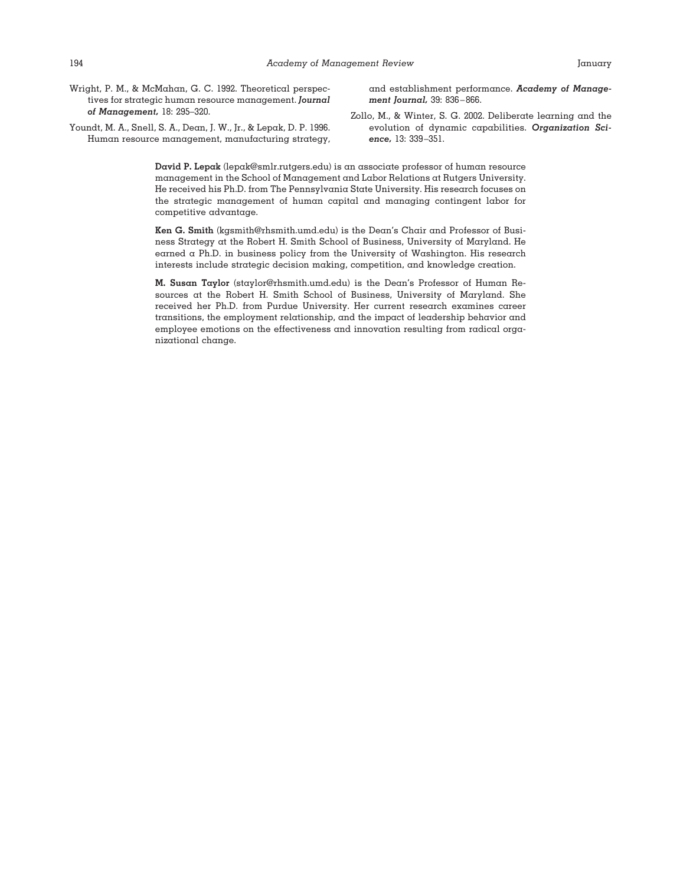Wright, P. M., & McMahan, G. C. 1992. Theoretical perspectives for strategic human resource management. ***Journal of Management,*** 18: 295–320.

Youndt, M. A., Snell, S. A., Dean, J. W., Jr., & Lepak, D. P. 1996. Human resource management, manufacturing strategy, and establishment performance. ***Academy of Management Journal,*** 39: 836–866.

Zollo, M., & Winter, S. G. 2002. Deliberate learning and the evolution of dynamic capabilities. ***Organization Science,*** 13: 339–351.

**David P. Lepak** (lepak@smlr.rutgers.edu) is an associate professor of human resource management in the School of Management and Labor Relations at Rutgers University. He received his Ph.D. from The Pennsylvania State University. His research focuses on the strategic management of human capital and managing contingent labor for competitive advantage.

**Ken G. Smith** (kgsmith@rhsmith.umd.edu) is the Dean's Chair and Professor of Business Strategy at the Robert H. Smith School of Business, University of Maryland. He earned a Ph.D. in business policy from the University of Washington. His research interests include strategic decision making, competition, and knowledge creation.

**M. Susan Taylor** (staylor@rhsmith.umd.edu) is the Dean's Professor of Human Resources at the Robert H. Smith School of Business, University of Maryland. She received her Ph.D. from Purdue University. Her current research examines career transitions, the employment relationship, and the impact of leadership behavior and employee emotions on the effectiveness and innovation resulting from radical organizational change.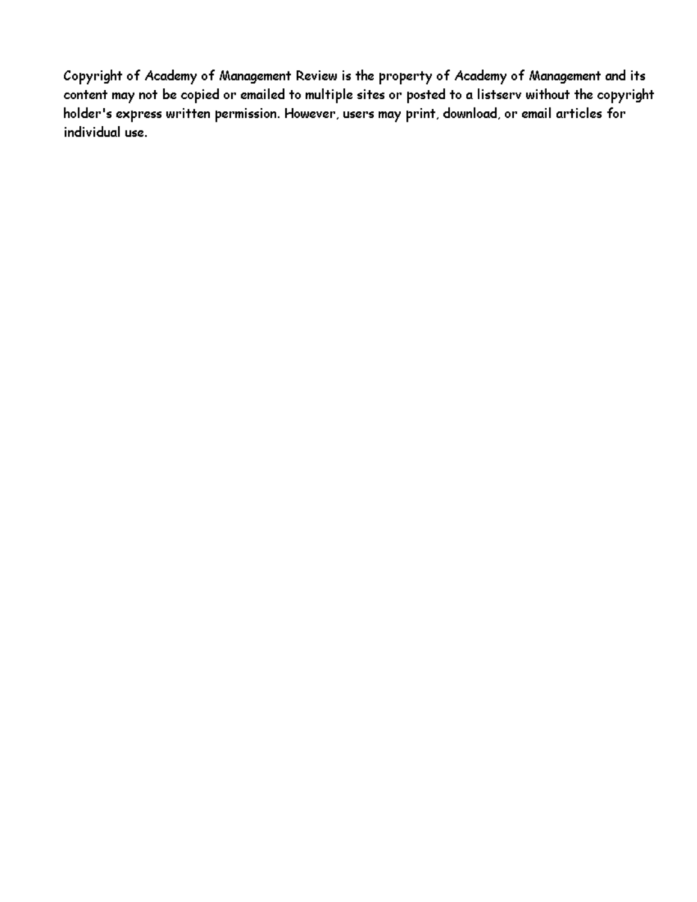Copyright of Academy of Management Review is the property of Academy of Management and its content may not be copied or emailed to multiple sites or posted to a listserv without the copyright holder's express written permission. However, users may print, download, or email articles for individual use.